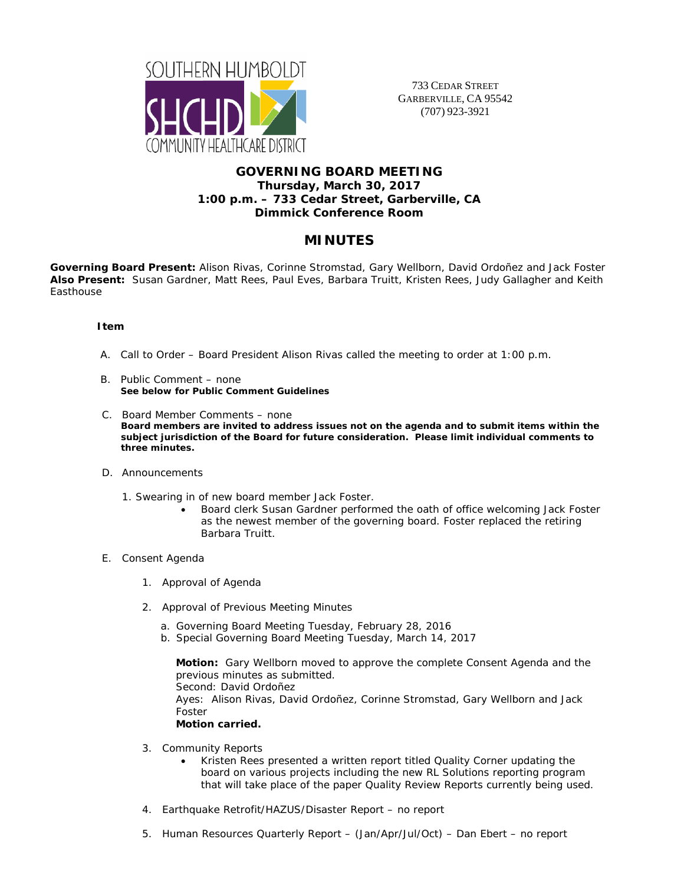SOUTHERN HUMBOLDT
SHCHD
COMMUNITY HEALTHCARE DISTRICT

733 CEDAR STREET
GARBERVILLE, CA 95542
(707) 923-3921

**GOVERNING BOARD MEETING**
**Thursday, March 30, 2017**
**1:00 p.m. – 733 Cedar Street, Garberville, CA**
**Dimmick Conference Room**

# MINUTES

**Governing Board Present:** Alison Rivas, Corinne Stromstad, Gary Wellborn, David Ordoñez and Jack Foster
**Also Present:** Susan Gardner, Matt Rees, Paul Eves, Barbara Truitt, Kristen Rees, Judy Gallagher and Keith Easthouse

**Item**

A. Call to Order – Board President Alison Rivas called the meeting to order at 1:00 p.m.

B. Public Comment – none
**See below for Public Comment Guidelines**

C. Board Member Comments – none
**Board members are invited to address issues not on the agenda and to submit items within the subject jurisdiction of the Board for future consideration. Please limit individual comments to three minutes.**

D. Announcements

1. Swearing in of new board member Jack Foster.
   - Board clerk Susan Gardner performed the oath of office welcoming Jack Foster as the newest member of the governing board. Foster replaced the retiring Barbara Truitt.

E. Consent Agenda

1. Approval of Agenda

2. Approval of Previous Meeting Minutes

   a. Governing Board Meeting Tuesday, February 28, 2016
   b. Special Governing Board Meeting Tuesday, March 14, 2017

   **Motion:** Gary Wellborn moved to approve the complete Consent Agenda and the previous minutes as submitted.
   Second: David Ordoñez
   Ayes: Alison Rivas, David Ordoñez, Corinne Stromstad, Gary Wellborn and Jack Foster
   **Motion carried.**

3. Community Reports
   - Kristen Rees presented a written report titled Quality Corner updating the board on various projects including the new RL Solutions reporting program that will take place of the paper Quality Review Reports currently being used.

4. Earthquake Retrofit/HAZUS/Disaster Report – no report

5. Human Resources Quarterly Report – (Jan/Apr/Jul/Oct) – Dan Ebert – no report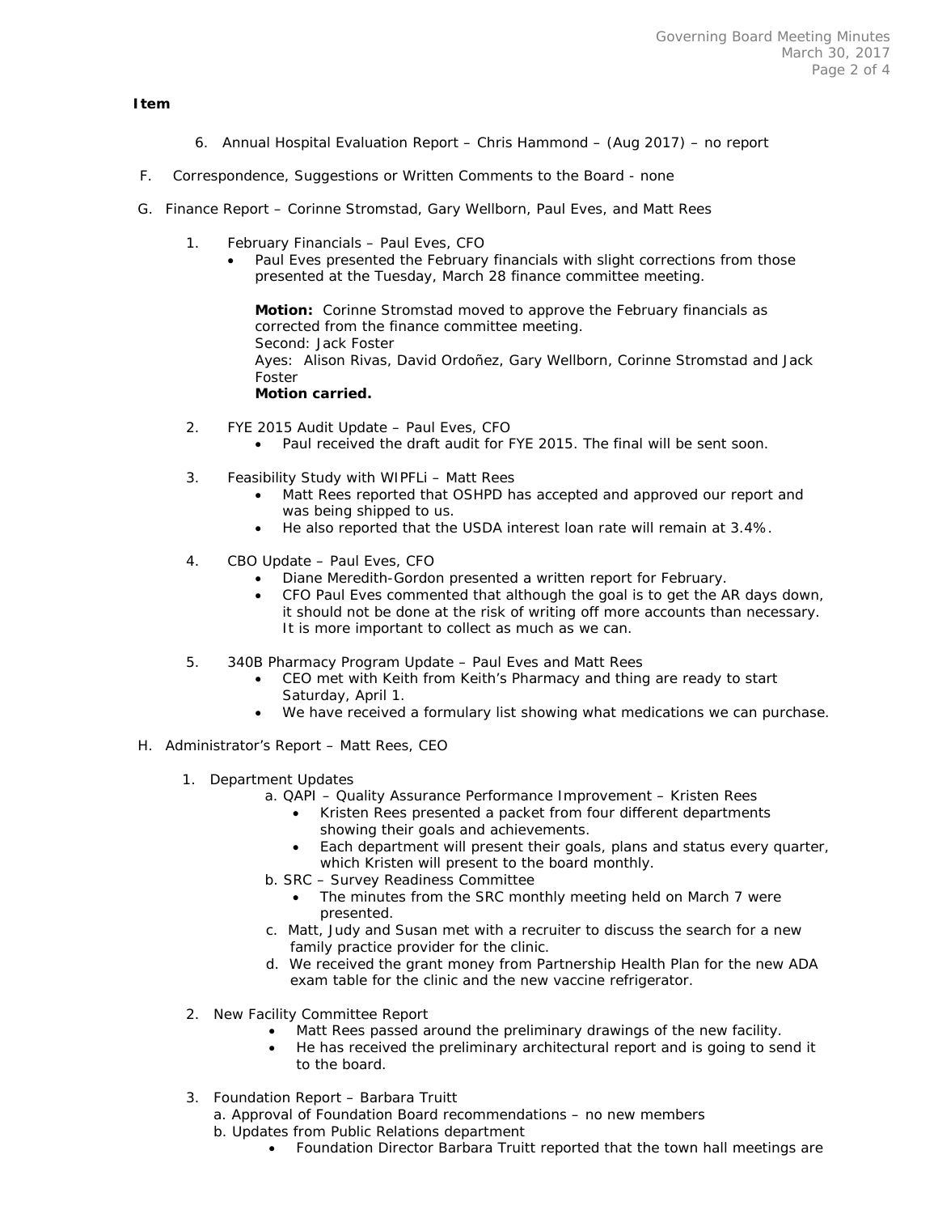**Item**

6. Annual Hospital Evaluation Report – Chris Hammond – (Aug 2017) – no report

F. Correspondence, Suggestions or Written Comments to the Board - none

G. Finance Report – Corinne Stromstad, Gary Wellborn, Paul Eves, and Matt Rees

1. February Financials – Paul Eves, CFO
   - Paul Eves presented the February financials with slight corrections from those presented at the Tuesday, March 28 finance committee meeting.

     **Motion:** Corinne Stromstad moved to approve the February financials as corrected from the finance committee meeting.
     Second: Jack Foster
     Ayes: Alison Rivas, David Ordoñez, Gary Wellborn, Corinne Stromstad and Jack Foster
     **Motion carried.**

2. FYE 2015 Audit Update – Paul Eves, CFO
   - Paul received the draft audit for FYE 2015. The final will be sent soon.

3. Feasibility Study with WIPFLi – Matt Rees
   - Matt Rees reported that OSHPD has accepted and approved our report and was being shipped to us.
   - He also reported that the USDA interest loan rate will remain at 3.4%.

4. CBO Update – Paul Eves, CFO
   - Diane Meredith-Gordon presented a written report for February.
   - CFO Paul Eves commented that although the goal is to get the AR days down, it should not be done at the risk of writing off more accounts than necessary. It is more important to collect as much as we can.

5. 340B Pharmacy Program Update – Paul Eves and Matt Rees
   - CEO met with Keith from Keith's Pharmacy and thing are ready to start Saturday, April 1.
   - We have received a formulary list showing what medications we can purchase.

H. Administrator's Report – Matt Rees, CEO

1. Department Updates
   a. QAPI – Quality Assurance Performance Improvement – Kristen Rees
      - Kristen Rees presented a packet from four different departments showing their goals and achievements.
      - Each department will present their goals, plans and status every quarter, which Kristen will present to the board monthly.

   b. SRC – Survey Readiness Committee
      - The minutes from the SRC monthly meeting held on March 7 were presented.

   c. Matt, Judy and Susan met with a recruiter to discuss the search for a new family practice provider for the clinic.

   d. We received the grant money from Partnership Health Plan for the new ADA exam table for the clinic and the new vaccine refrigerator.

2. New Facility Committee Report
   - Matt Rees passed around the preliminary drawings of the new facility.
   - He has received the preliminary architectural report and is going to send it to the board.

3. Foundation Report – Barbara Truitt
   a. Approval of Foundation Board recommendations – no new members
   b. Updates from Public Relations department
      - Foundation Director Barbara Truitt reported that the town hall meetings are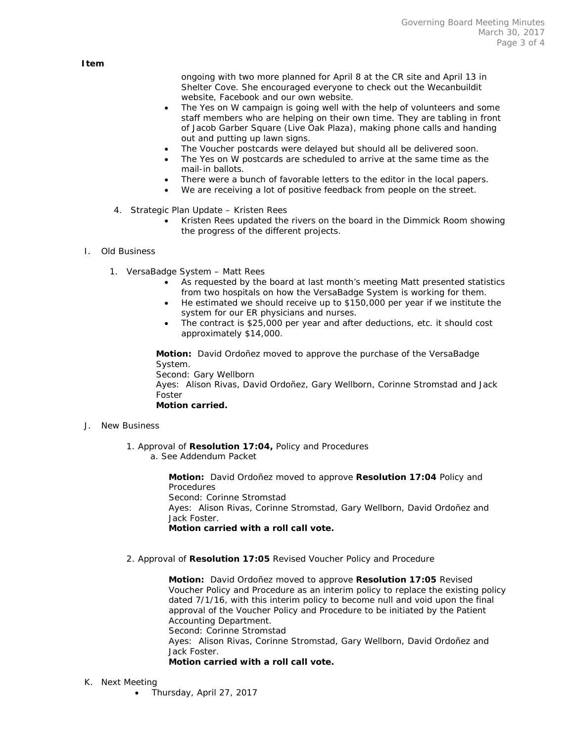**Item**

ongoing with two more planned for April 8 at the CR site and April 13 in Shelter Cove. She encouraged everyone to check out the Wecanbuildit website, Facebook and our own website.

- The Yes on W campaign is going well with the help of volunteers and some staff members who are helping on their own time. They are tabling in front of Jacob Garber Square (Live Oak Plaza), making phone calls and handing out and putting up lawn signs.
- The Voucher postcards were delayed but should all be delivered soon.
- The Yes on W postcards are scheduled to arrive at the same time as the mail-in ballots.
- There were a bunch of favorable letters to the editor in the local papers.
- We are receiving a lot of positive feedback from people on the street.

4. Strategic Plan Update – Kristen Rees
   - Kristen Rees updated the rivers on the board in the Dimmick Room showing the progress of the different projects.

I. Old Business

1. VersaBadge System – Matt Rees
   - As requested by the board at last month's meeting Matt presented statistics from two hospitals on how the VersaBadge System is working for them.
   - He estimated we should receive up to $150,000 per year if we institute the system for our ER physicians and nurses.
   - The contract is $25,000 per year and after deductions, etc. it should cost approximately $14,000.

**Motion:** David Ordoñez moved to approve the purchase of the VersaBadge System.
Second: Gary Wellborn
Ayes: Alison Rivas, David Ordoñez, Gary Wellborn, Corinne Stromstad and Jack Foster
**Motion carried.**

J. New Business

1. Approval of **Resolution 17:04,** Policy and Procedures
   a. See Addendum Packet

**Motion:** David Ordoñez moved to approve **Resolution 17:04** Policy and Procedures
Second: Corinne Stromstad
Ayes: Alison Rivas, Corinne Stromstad, Gary Wellborn, David Ordoñez and Jack Foster.
**Motion carried with a roll call vote.**

2. Approval of **Resolution 17:05** Revised Voucher Policy and Procedure

**Motion:** David Ordoñez moved to approve **Resolution 17:05** Revised Voucher Policy and Procedure as an interim policy to replace the existing policy dated 7/1/16, with this interim policy to become null and void upon the final approval of the Voucher Policy and Procedure to be initiated by the Patient Accounting Department.
Second: Corinne Stromstad
Ayes: Alison Rivas, Corinne Stromstad, Gary Wellborn, David Ordoñez and Jack Foster.
**Motion carried with a roll call vote.**

K. Next Meeting
- Thursday, April 27, 2017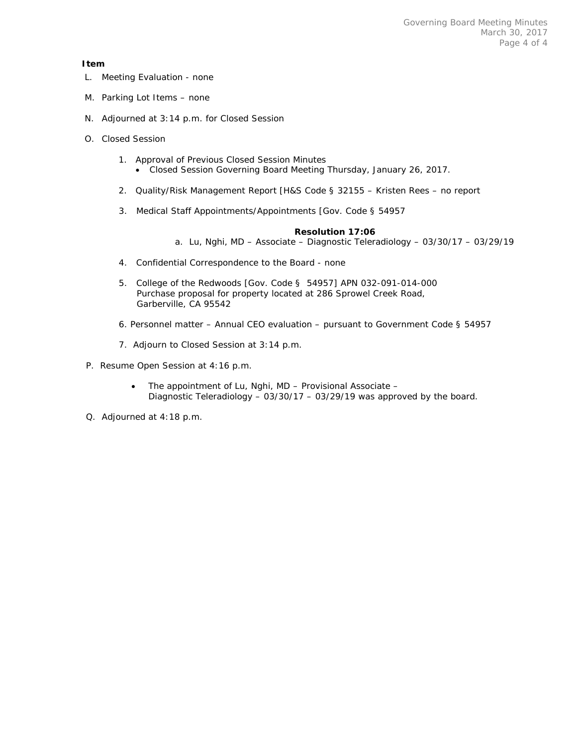**Item**

L. Meeting Evaluation - none

M. Parking Lot Items – none

N. Adjourned at 3:14 p.m. for Closed Session

O. Closed Session

   1. Approval of Previous Closed Session Minutes
      - Closed Session Governing Board Meeting Thursday, January 26, 2017.

   2. Quality/Risk Management Report [H&S Code § 32155 – Kristen Rees – no report

   3. Medical Staff Appointments/Appointments [Gov. Code § 54957

      **Resolution 17:06**

      a. Lu, Nghi, MD – Associate – Diagnostic Teleradiology – 03/30/17 – 03/29/19

   4. Confidential Correspondence to the Board - none

   5. College of the Redwoods [Gov. Code § 54957] APN 032-091-014-000
      Purchase proposal for property located at 286 Sprowel Creek Road, Garberville, CA 95542

   6. Personnel matter – Annual CEO evaluation – pursuant to Government Code § 54957

   7. Adjourn to Closed Session at 3:14 p.m.

P. Resume Open Session at 4:16 p.m.

   - The appointment of Lu, Nghi, MD – Provisional Associate – Diagnostic Teleradiology – 03/30/17 – 03/29/19 was approved by the board.

Q. Adjourned at 4:18 p.m.